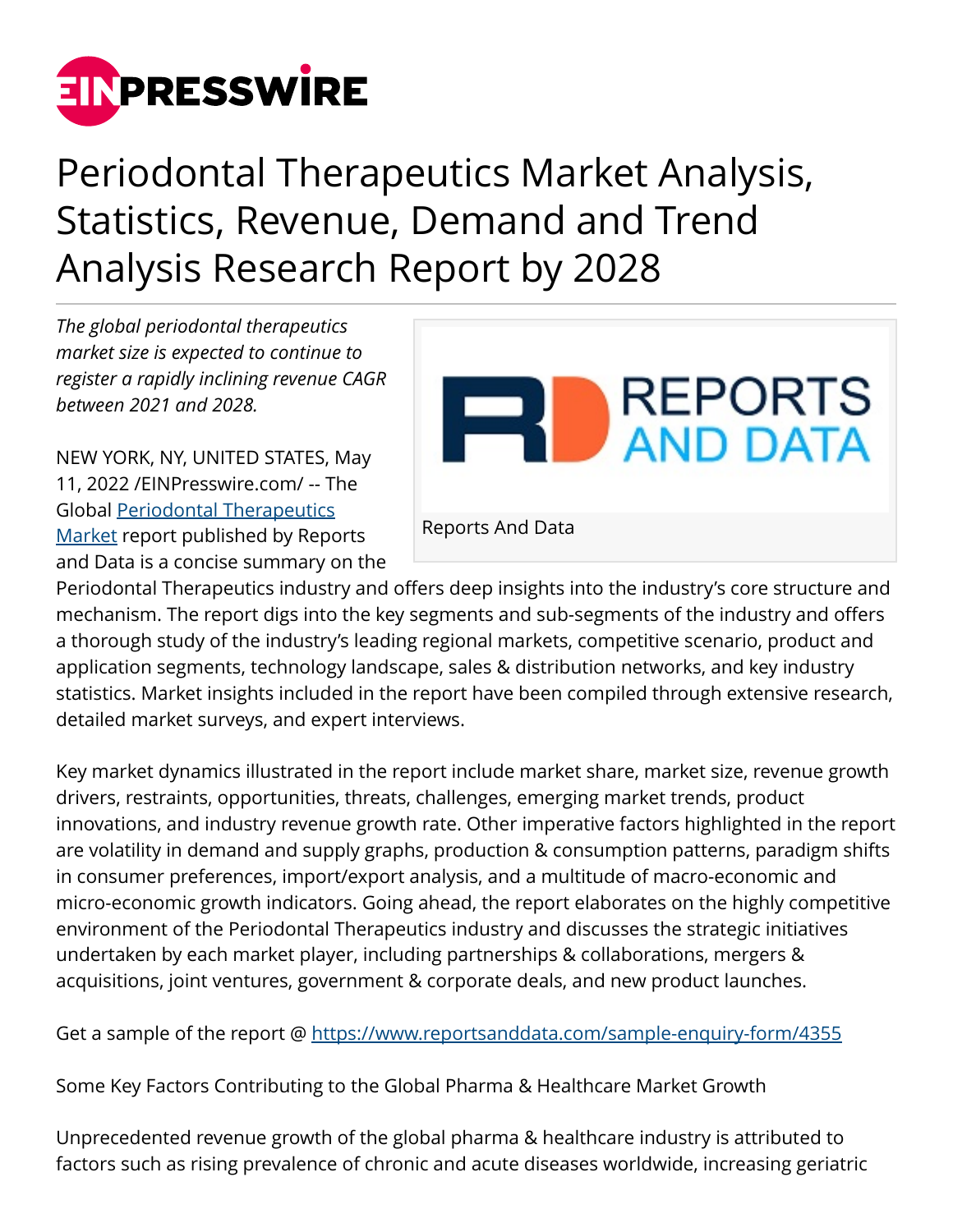# Periodontal Therapeutics Market Analysis, Statistics, Revenue, Demand and Trend Analysis Research Report by 2028

*The global periodontal therapeutics market size is expected to continue to register a rapidly inclining revenue CAGR between 2021 and 2028.*

Reports And Data

NEW YORK, NY, UNITED STATES, May 11, 2022 /EINPresswire.com/ -- The Global [Periodontal Therapeutics Market](https://www.reportsanddata.com) report published by Reports and Data is a concise summary on the Periodontal Therapeutics industry and offers deep insights into the industry's core structure and mechanism. The report digs into the key segments and sub-segments of the industry and offers a thorough study of the industry's leading regional markets, competitive scenario, product and application segments, technology landscape, sales & distribution networks, and key industry statistics. Market insights included in the report have been compiled through extensive research, detailed market surveys, and expert interviews.

Key market dynamics illustrated in the report include market share, market size, revenue growth drivers, restraints, opportunities, threats, challenges, emerging market trends, product innovations, and industry revenue growth rate. Other imperative factors highlighted in the report are volatility in demand and supply graphs, production & consumption patterns, paradigm shifts in consumer preferences, import/export analysis, and a multitude of macro-economic and micro-economic growth indicators. Going ahead, the report elaborates on the highly competitive environment of the Periodontal Therapeutics industry and discusses the strategic initiatives undertaken by each market player, including partnerships & collaborations, mergers & acquisitions, joint ventures, government & corporate deals, and new product launches.

Get a sample of the report @ [https://www.reportsanddata.com/sample-enquiry-form/4355](https://www.reportsanddata.com/sample-enquiry-form/4355)

Some Key Factors Contributing to the Global Pharma & Healthcare Market Growth

Unprecedented revenue growth of the global pharma & healthcare industry is attributed to factors such as rising prevalence of chronic and acute diseases worldwide, increasing geriatric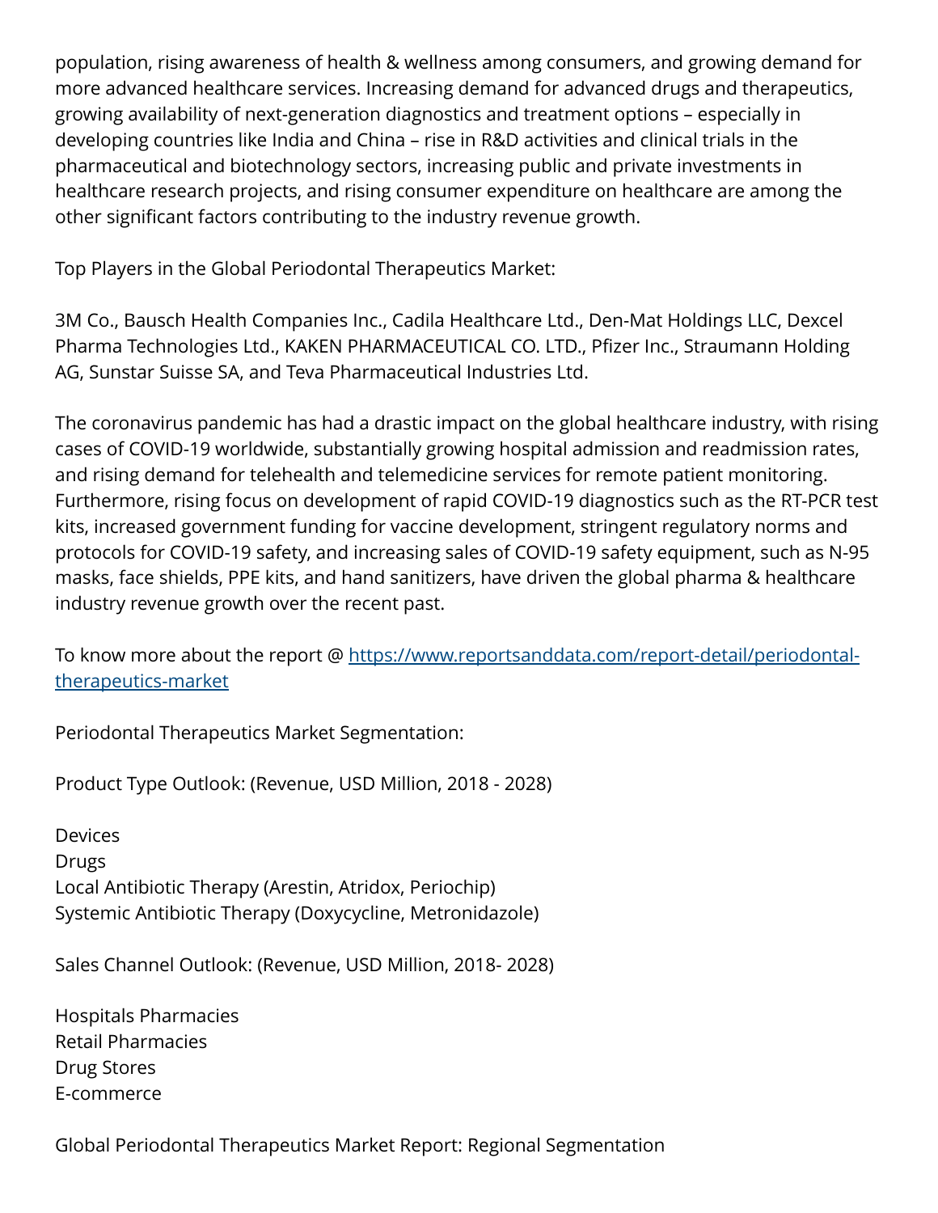population, rising awareness of health & wellness among consumers, and growing demand for more advanced healthcare services. Increasing demand for advanced drugs and therapeutics, growing availability of next-generation diagnostics and treatment options – especially in developing countries like India and China – rise in R&D activities and clinical trials in the pharmaceutical and biotechnology sectors, increasing public and private investments in healthcare research projects, and rising consumer expenditure on healthcare are among the other significant factors contributing to the industry revenue growth.

Top Players in the Global Periodontal Therapeutics Market:

3M Co., Bausch Health Companies Inc., Cadila Healthcare Ltd., Den-Mat Holdings LLC, Dexcel Pharma Technologies Ltd., KAKEN PHARMACEUTICAL CO. LTD., Pfizer Inc., Straumann Holding AG, Sunstar Suisse SA, and Teva Pharmaceutical Industries Ltd.

The coronavirus pandemic has had a drastic impact on the global healthcare industry, with rising cases of COVID-19 worldwide, substantially growing hospital admission and readmission rates, and rising demand for telehealth and telemedicine services for remote patient monitoring. Furthermore, rising focus on development of rapid COVID-19 diagnostics such as the RT-PCR test kits, increased government funding for vaccine development, stringent regulatory norms and protocols for COVID-19 safety, and increasing sales of COVID-19 safety equipment, such as N-95 masks, face shields, PPE kits, and hand sanitizers, have driven the global pharma & healthcare industry revenue growth over the recent past.

To know more about the report @ [https://www.reportsanddata.com/report-detail/periodontal-therapeutics-market](https://www.reportsanddata.com/report-detail/periodontal-therapeutics-market)

Periodontal Therapeutics Market Segmentation:

Product Type Outlook: (Revenue, USD Million, 2018 - 2028)

Devices
Drugs
Local Antibiotic Therapy (Arestin, Atridox, Periochip)
Systemic Antibiotic Therapy (Doxycycline, Metronidazole)

Sales Channel Outlook: (Revenue, USD Million, 2018- 2028)

Hospitals Pharmacies
Retail Pharmacies
Drug Stores
E-commerce

Global Periodontal Therapeutics Market Report: Regional Segmentation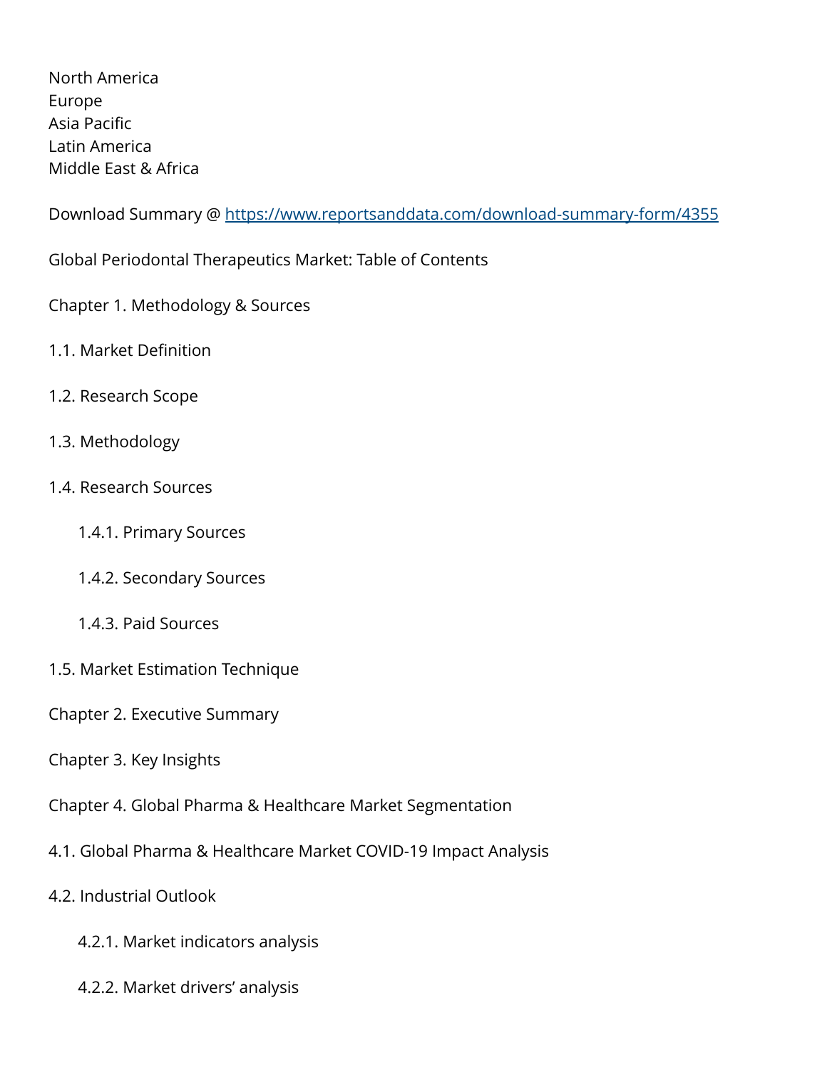North America
Europe
Asia Pacific
Latin America
Middle East & Africa

Download Summary @ https://www.reportsanddata.com/download-summary-form/4355

Global Periodontal Therapeutics Market: Table of Contents

Chapter 1. Methodology & Sources

1.1. Market Definition

1.2. Research Scope

1.3. Methodology

1.4. Research Sources

 1.4.1. Primary Sources

 1.4.2. Secondary Sources

 1.4.3. Paid Sources

1.5. Market Estimation Technique

Chapter 2. Executive Summary

Chapter 3. Key Insights

Chapter 4. Global Pharma & Healthcare Market Segmentation

4.1. Global Pharma & Healthcare Market COVID-19 Impact Analysis

4.2. Industrial Outlook

 4.2.1. Market indicators analysis

 4.2.2. Market drivers' analysis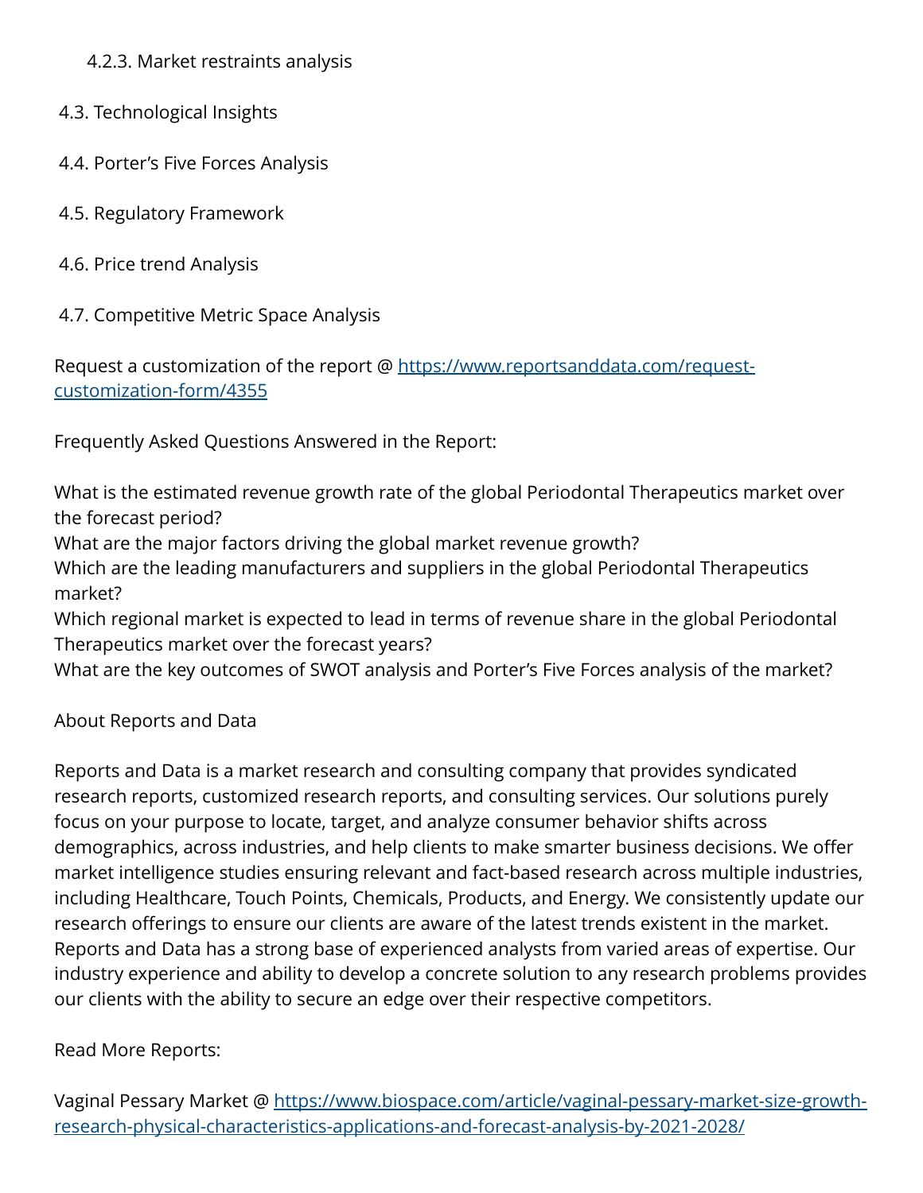4.2.3. Market restraints analysis

4.3. Technological Insights

4.4. Porter's Five Forces Analysis

4.5. Regulatory Framework

4.6. Price trend Analysis

4.7. Competitive Metric Space Analysis

Request a customization of the report @ [https://www.reportsanddata.com/request-customization-form/4355](https://www.reportsanddata.com/request-customization-form/4355)

Frequently Asked Questions Answered in the Report:

What is the estimated revenue growth rate of the global Periodontal Therapeutics market over the forecast period?
What are the major factors driving the global market revenue growth?
Which are the leading manufacturers and suppliers in the global Periodontal Therapeutics market?
Which regional market is expected to lead in terms of revenue share in the global Periodontal Therapeutics market over the forecast years?
What are the key outcomes of SWOT analysis and Porter's Five Forces analysis of the market?

About Reports and Data

Reports and Data is a market research and consulting company that provides syndicated research reports, customized research reports, and consulting services. Our solutions purely focus on your purpose to locate, target, and analyze consumer behavior shifts across demographics, across industries, and help clients to make smarter business decisions. We offer market intelligence studies ensuring relevant and fact-based research across multiple industries, including Healthcare, Touch Points, Chemicals, Products, and Energy. We consistently update our research offerings to ensure our clients are aware of the latest trends existent in the market. Reports and Data has a strong base of experienced analysts from varied areas of expertise. Our industry experience and ability to develop a concrete solution to any research problems provides our clients with the ability to secure an edge over their respective competitors.

Read More Reports:

Vaginal Pessary Market @ [https://www.biospace.com/article/vaginal-pessary-market-size-growth-research-physical-characteristics-applications-and-forecast-analysis-by-2021-2028/](https://www.biospace.com/article/vaginal-pessary-market-size-growth-research-physical-characteristics-applications-and-forecast-analysis-by-2021-2028/)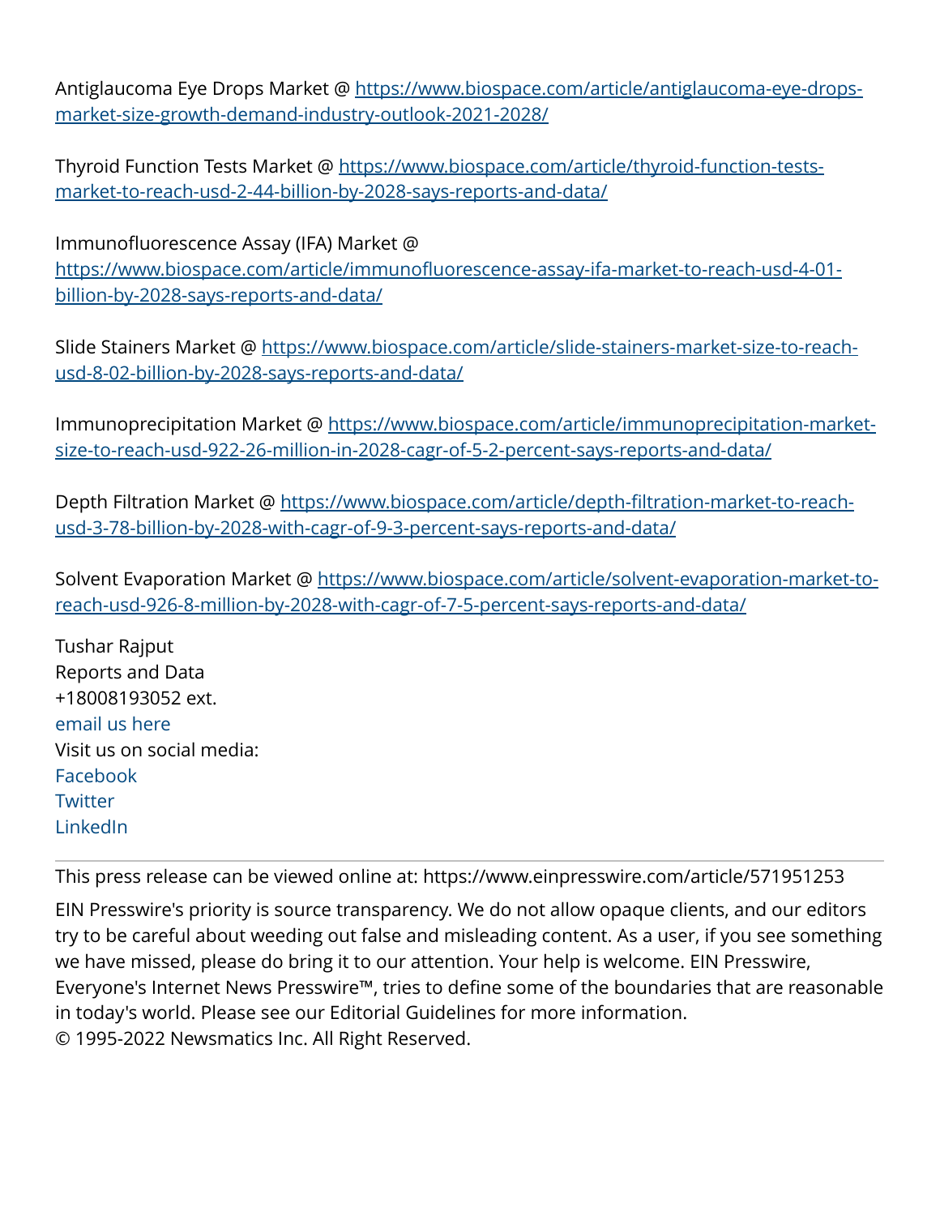Antiglaucoma Eye Drops Market @ https://www.biospace.com/article/antiglaucoma-eye-drops-market-size-growth-demand-industry-outlook-2021-2028/

Thyroid Function Tests Market @ https://www.biospace.com/article/thyroid-function-tests-market-to-reach-usd-2-44-billion-by-2028-says-reports-and-data/

Immunofluorescence Assay (IFA) Market @ https://www.biospace.com/article/immunofluorescence-assay-ifa-market-to-reach-usd-4-01-billion-by-2028-says-reports-and-data/

Slide Stainers Market @ https://www.biospace.com/article/slide-stainers-market-size-to-reach-usd-8-02-billion-by-2028-says-reports-and-data/

Immunoprecipitation Market @ https://www.biospace.com/article/immunoprecipitation-market-size-to-reach-usd-922-26-million-in-2028-cagr-of-5-2-percent-says-reports-and-data/

Depth Filtration Market @ https://www.biospace.com/article/depth-filtration-market-to-reach-usd-3-78-billion-by-2028-with-cagr-of-9-3-percent-says-reports-and-data/

Solvent Evaporation Market @ https://www.biospace.com/article/solvent-evaporation-market-to-reach-usd-926-8-million-by-2028-with-cagr-of-7-5-percent-says-reports-and-data/

Tushar Rajput
Reports and Data
+18008193052 ext.
email us here
Visit us on social media:
Facebook
Twitter
LinkedIn

---

This press release can be viewed online at: https://www.einpresswire.com/article/571951253

EIN Presswire's priority is source transparency. We do not allow opaque clients, and our editors try to be careful about weeding out false and misleading content. As a user, if you see something we have missed, please do bring it to our attention. Your help is welcome. EIN Presswire, Everyone's Internet News Presswire™, tries to define some of the boundaries that are reasonable in today's world. Please see our Editorial Guidelines for more information.
© 1995-2022 Newsmatics Inc. All Right Reserved.